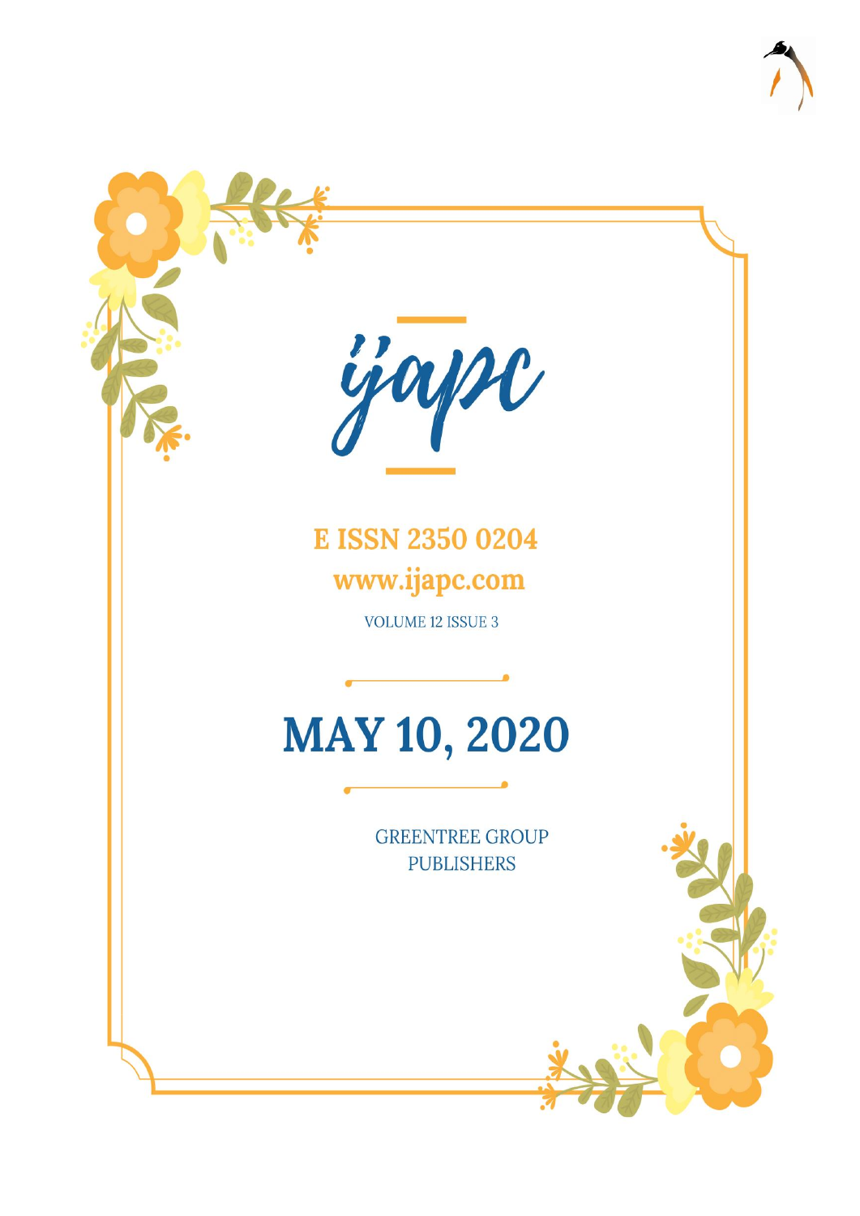# ijapc

**E ISSN 2350 0204**

**www.ijapc.com**

VOLUME 12 ISSUE 3

# MAY 10, 2020

GREENTREE GROUP PUBLISHERS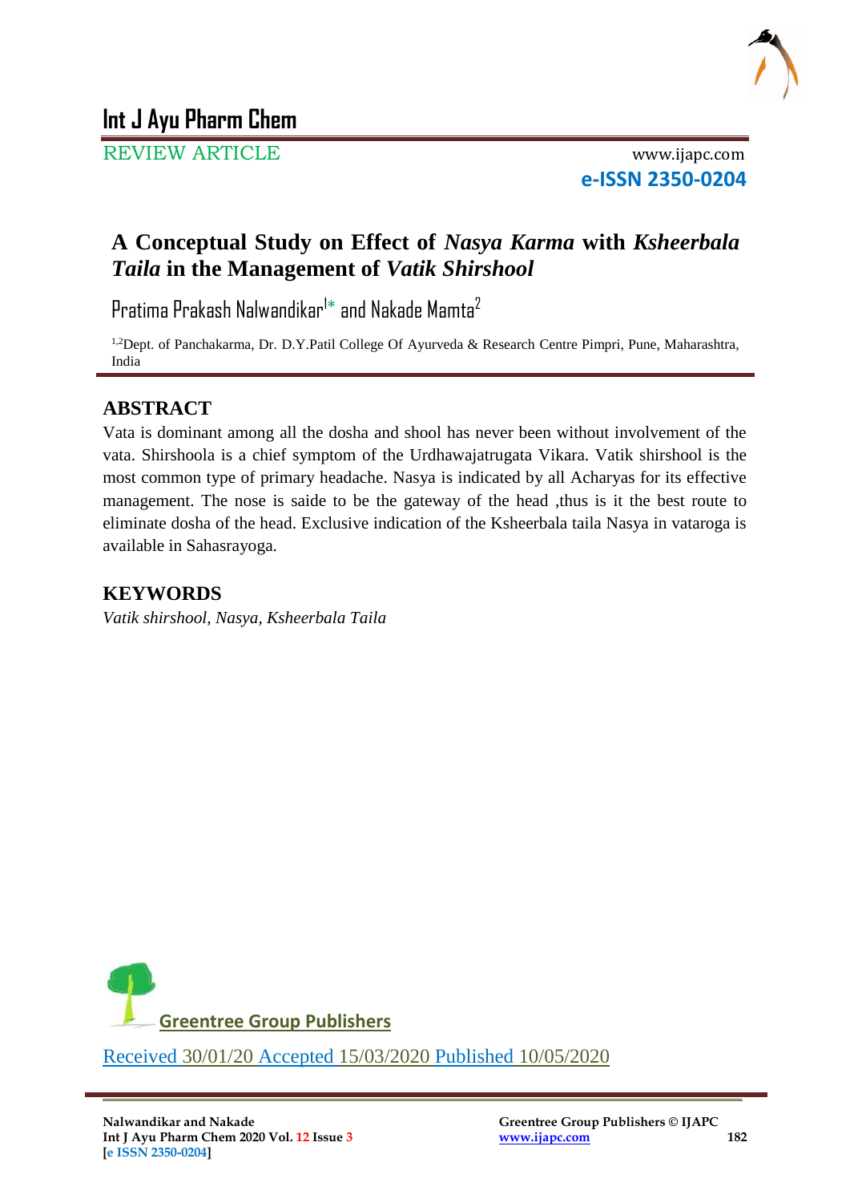REVIEW ARTICLE

# A Conceptual Study on Effect of *Nasya Karma* with *Ksheerbala Taila* in the Management of *Vatik Shirshool*

Pratima Prakash Nalwandikar[1*] and Nakade Mamta[2]

[1,2]Dept. of Panchakarma, Dr. D.Y.Patil College Of Ayurveda & Research Centre Pimpri, Pune, Maharashtra, India

## ABSTRACT

Vata is dominant among all the dosha and shool has never been without involvement of the vata. Shirshoola is a chief symptom of the Urdhawajatrugata Vikara. Vatik shirshool is the most common type of primary headache. Nasya is indicated by all Acharyas for its effective management. The nose is saide to be the gateway of the head ,thus is it the best route to eliminate dosha of the head. Exclusive indication of the Ksheerbala taila Nasya in vataroga is available in Sahasrayoga.

## KEYWORDS

*Vatik shirshool, Nasya, Ksheerbala Taila*

Greentree Group Publishers

Received 30/01/20 Accepted 15/03/2020 Published 10/05/2020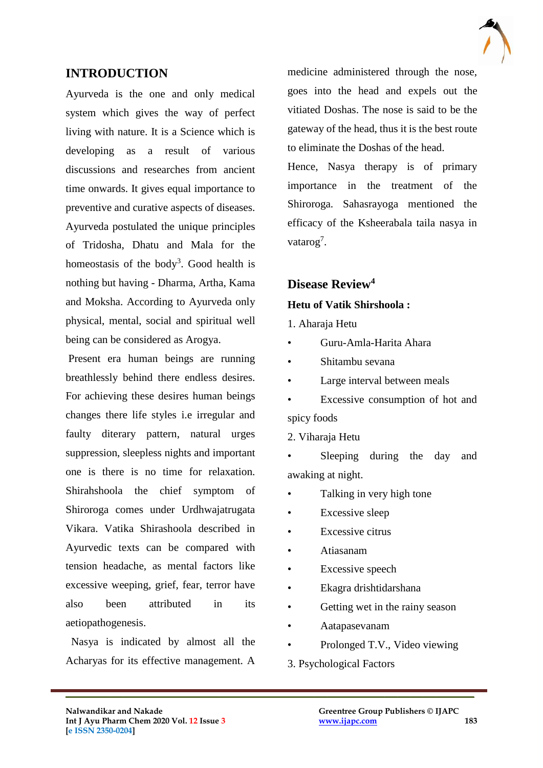## INTRODUCTION

Ayurveda is the one and only medical system which gives the way of perfect living with nature. It is a Science which is developing as a result of various discussions and researches from ancient time onwards. It gives equal importance to preventive and curative aspects of diseases. Ayurveda postulated the unique principles of Tridosha, Dhatu and Mala for the homeostasis of the body[3]. Good health is nothing but having - Dharma, Artha, Kama and Moksha. According to Ayurveda only physical, mental, social and spiritual well being can be considered as Arogya.

Present era human beings are running breathlessly behind there endless desires. For achieving these desires human beings changes there life styles i.e irregular and faulty diterary pattern, natural urges suppression, sleepless nights and important one is there is no time for relaxation. Shirahshoola the chief symptom of Shiroroga comes under Urdhwajatrugata Vikara. Vatika Shirashoola described in Ayurvedic texts can be compared with tension headache, as mental factors like excessive weeping, grief, fear, terror have also been attributed in its aetiopathogenesis.

Nasya is indicated by almost all the Acharyas for its effective management. A medicine administered through the nose, goes into the head and expels out the vitiated Doshas. The nose is said to be the gateway of the head, thus it is the best route to eliminate the Doshas of the head.

Hence, Nasya therapy is of primary importance in the treatment of the Shiroroga. Sahasrayoga mentioned the efficacy of the Ksheerabala taila nasya in vatarog[7].

## Disease Review[4]

**Hetu of Vatik Shirshoola :**

1. Aharaja Hetu

- Guru-Amla-Harita Ahara
- Shitambu sevana
- Large interval between meals
- Excessive consumption of hot and spicy foods

2. Viharaja Hetu

- Sleeping during the day and awaking at night.
- Talking in very high tone
- Excessive sleep
- Excessive citrus
- Atiasanam
- Excessive speech
- Ekagra drishtidarshana
- Getting wet in the rainy season
- Aatapasevanam
- Prolonged T.V., Video viewing

3. Psychological Factors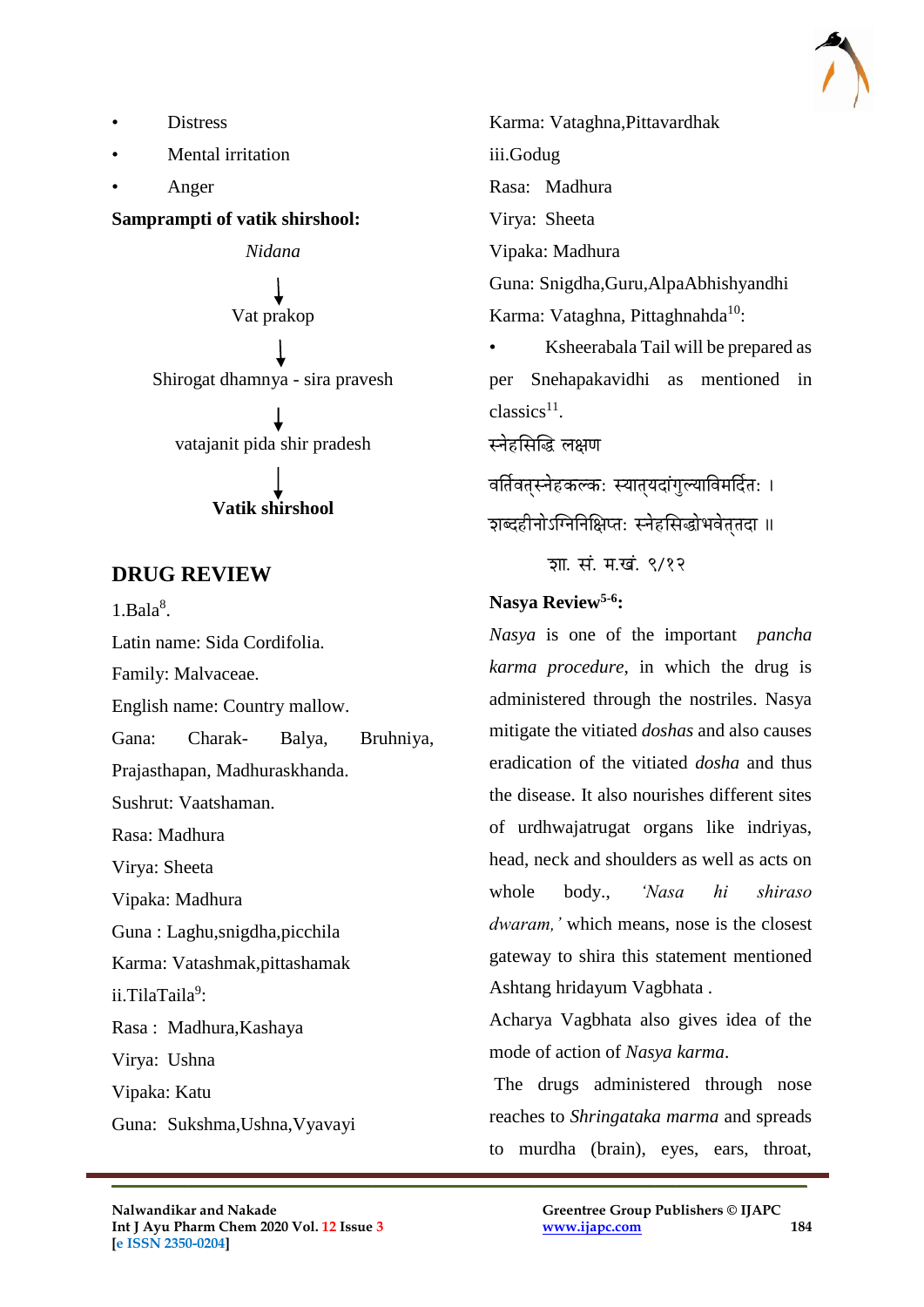- Distress
- Mental irritation
- Anger

**Samprampti of vatik shirshool:**

*Nidana*

↓

Vat prakop

↓

Shirogat dhamnya - sira pravesh

↓

vatajanit pida shir pradesh

↓

**Vatik shirshool**

## DRUG REVIEW

1.Bala[8].

Latin name: Sida Cordifolia.

Family: Malvaceae.

English name: Country mallow.

Gana: Charak- Balya, Bruhniya, Prajasthapan, Madhuraskhanda.

Sushrut: Vaatshaman.

Rasa: Madhura

Virya: Sheeta

Vipaka: Madhura

Guna : Laghu,snigdha,picchila

Karma: Vatashmak,pittashamak

ii.TilaTaila[9]:

Rasa : Madhura,Kashaya

Virya: Ushna

Vipaka: Katu

Guna: Sukshma,Ushna,Vyavayi

Karma: Vataghna,Pittavardhak

iii.Godug

Rasa: Madhura

Virya: Sheeta

Vipaka: Madhura

Guna: Snigdha,Guru,AlpaAbhishyandhi

Karma: Vataghna, Pittaghnadha[10]:

- Ksheerabala Tail will be prepared as per Snehapakavidhi as mentioned in classics[11].

स्नेहसिद्धि लक्षण

वर्तिवत्स्नेहकल्कः स्यात्यदांगुल्याविमर्दितः ।

शब्दहीनोऽग्निनिक्षिप्तः स्नेहसिद्धोभवेत्तदा ॥

शा. सं. म.खं. ९/१२

**Nasya Review[5-6]:**

*Nasya* is one of the important *pancha karma procedure*, in which the drug is administered through the nostriles. Nasya mitigate the vitiated *doshas* and also causes eradication of the vitiated *dosha* and thus the disease. It also nourishes different sites of urdhwajatrugat organs like indriyas, head, neck and shoulders as well as acts on whole body., *'Nasa hi shiraso dwaram,'* which means, nose is the closest gateway to shira this statement mentioned Ashtang hridayum Vagbhata .

Acharya Vagbhata also gives idea of the mode of action of *Nasya karma*.

The drugs administered through nose reaches to *Shringataka marma* and spreads to murdha (brain), eyes, ears, throat,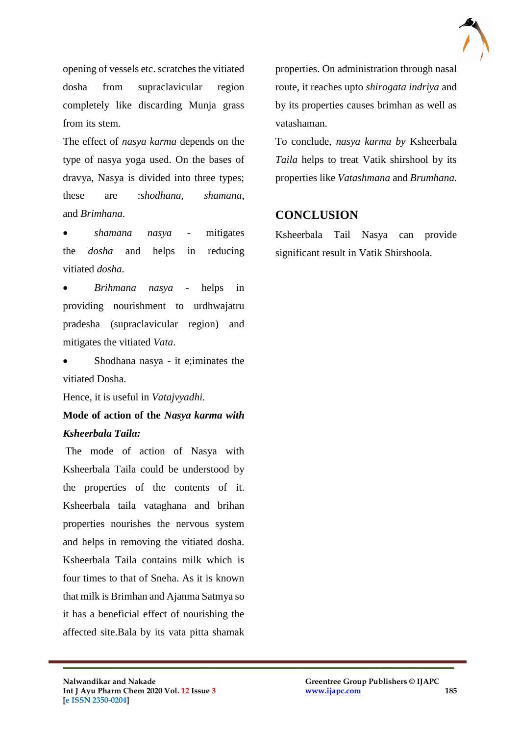opening of vessels etc. scratches the vitiated dosha from supraclavicular region completely like discarding Munja grass from its stem.

The effect of *nasya karma* depends on the type of nasya yoga used. On the bases of dravya, Nasya is divided into three types; these are :*shodhana*, *shamana*, and *Brimhana*.

- *shamana nasya* - mitigates the *dosha* and helps in reducing vitiated *dosha.*
- *Brihmana nasya* - helps in providing nourishment to urdhwajatru pradesha (supraclavicular region) and mitigates the vitiated *Vata*.
- Shodhana nasya - it e;iminates the vitiated Dosha.

Hence, it is useful in *Vatajvyadhi.*

**Mode of action of the *Nasya karma with Ksheerbala Taila:***

The mode of action of Nasya with Ksheerbala Taila could be understood by the properties of the contents of it. Ksheerbala taila vataghana and brihan properties nourishes the nervous system and helps in removing the vitiated dosha. Ksheerbala Taila contains milk which is four times to that of Sneha. As it is known that milk is Brimhan and Ajanma Satmya so it has a beneficial effect of nourishing the affected site.Bala by its vata pitta shamak properties. On administration through nasal route, it reaches upto *shirogata indriya* and by its properties causes brimhan as well as vatashaman.

To conclude, *nasya karma by* Ksheerbala *Taila* helps to treat Vatik shirshool by its properties like *Vatashmana* and *Brumhana.*

## CONCLUSION

Ksheerbala Tail Nasya can provide significant result in Vatik Shirshoola.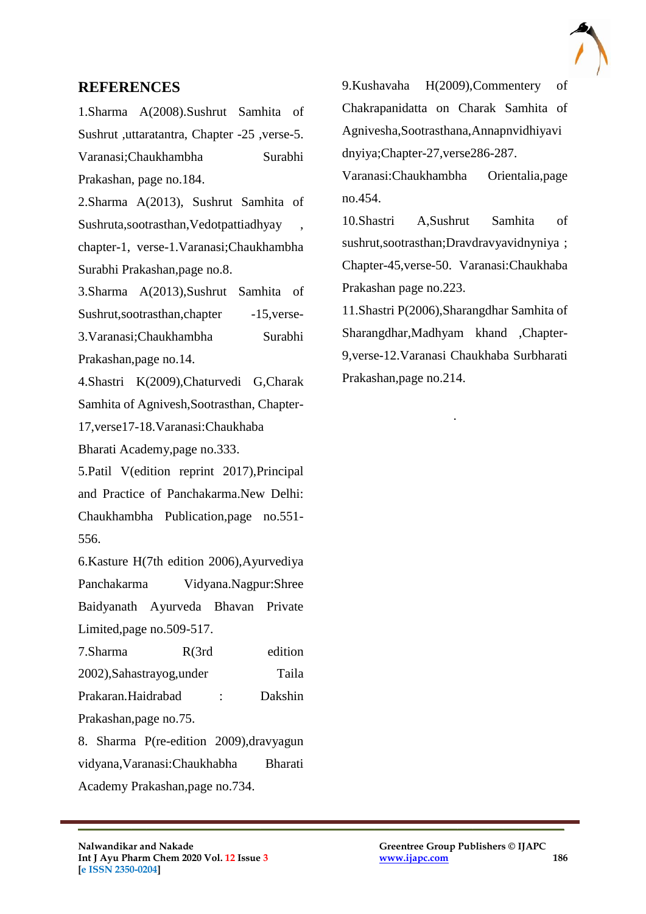## REFERENCES

1.Sharma A(2008).Sushrut Samhita of Sushrut ,uttaratantra, Chapter -25 ,verse-5. Varanasi;Chaukhambha Surabhi Prakashan, page no.184.

2.Sharma A(2013), Sushrut Samhita of Sushruta,sootrasthan,Vedotpattiadhyay , chapter-1, verse-1.Varanasi;Chaukhambha Surabhi Prakashan,page no.8.

3.Sharma A(2013),Sushrut Samhita of Sushrut,sootrasthan,chapter -15,verse-3.Varanasi;Chaukhambha Surabhi Prakashan,page no.14.

4.Shastri K(2009),Chaturvedi G,Charak Samhita of Agnivesh,Sootrasthan, Chapter-17,verse17-18.Varanasi:Chaukhaba Bharati Academy,page no.333.

5.Patil V(edition reprint 2017),Principal and Practice of Panchakarma.New Delhi: Chaukhambha Publication,page no.551-556.

6.Kasture H(7th edition 2006),Ayurvediya Panchakarma Vidyana.Nagpur:Shree Baidyanath Ayurveda Bhavan Private Limited,page no.509-517.

7.Sharma R(3rd edition 2002),Sahastrayog,under Taila Prakaran.Haidrabad : Dakshin Prakashan,page no.75.

8. Sharma P(re-edition 2009),dravyagun vidyana,Varanasi:Chaukhabha Bharati Academy Prakashan,page no.734.

9.Kushavaha H(2009),Commentery of Chakrapanidatta on Charak Samhita of Agnivesha,Sootrasthana,Annapnvidhiyavi dnyiya;Chapter-27,verse286-287. Varanasi:Chaukhambha Orientalia,page no.454.

10.Shastri A,Sushrut Samhita of sushrut,sootrasthan;Dravdravyavidnyniya ; Chapter-45,verse-50. Varanasi:Chaukhaba Prakashan page no.223.

11.Shastri P(2006),Sharangdhar Samhita of Sharangdhar,Madhyam khand ,Chapter-9,verse-12.Varanasi Chaukhaba Surbharati Prakashan,page no.214.